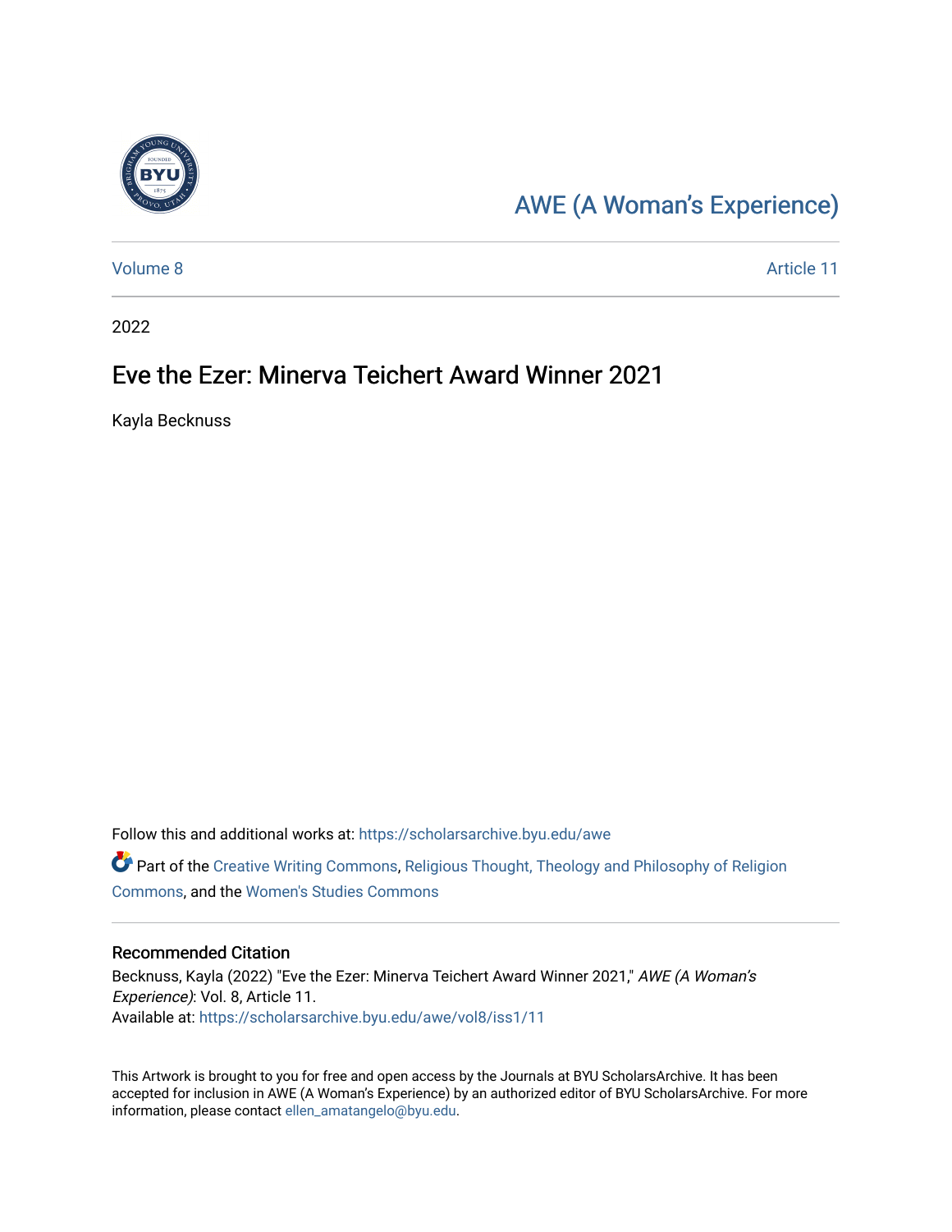[AWE (A Woman's Experience)](https://scholarsarchive.byu.edu/awe)

[Volume 8](https://scholarsarchive.byu.edu/awe/vol8) [Article 11](https://scholarsarchive.byu.edu/awe/vol8/iss1/11)

2022

# Eve the Ezer: Minerva Teichert Award Winner 2021

Kayla Becknuss

Follow this and additional works at: https://scholarsarchive.byu.edu/awe

Part of the Creative Writing Commons, Religious Thought, Theology and Philosophy of Religion Commons, and the Women's Studies Commons

## Recommended Citation

Becknuss, Kayla (2022) "Eve the Ezer: Minerva Teichert Award Winner 2021," *AWE (A Woman's Experience)*: Vol. 8, Article 11.
Available at: https://scholarsarchive.byu.edu/awe/vol8/iss1/11

This Artwork is brought to you for free and open access by the Journals at BYU ScholarsArchive. It has been accepted for inclusion in AWE (A Woman's Experience) by an authorized editor of BYU ScholarsArchive. For more information, please contact ellen_amatangelo@byu.edu.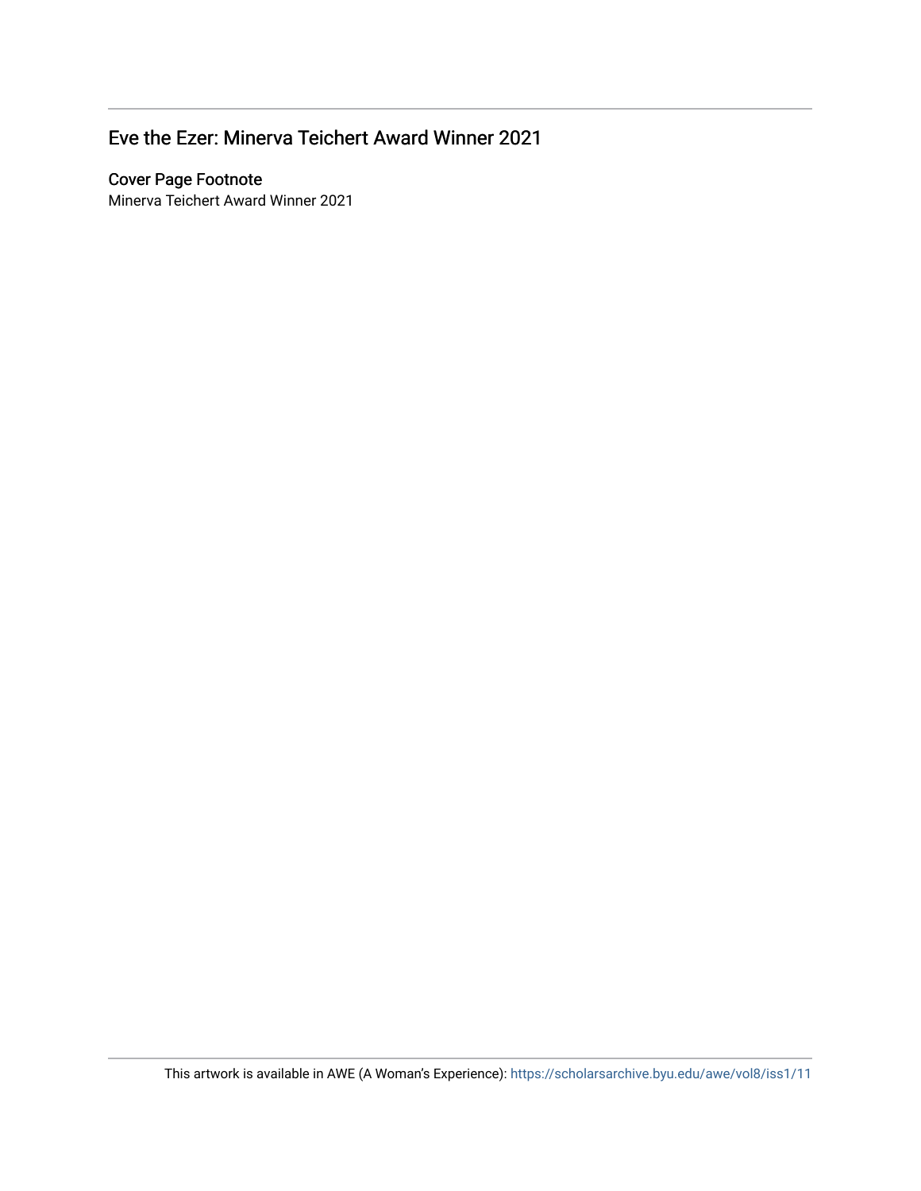# Eve the Ezer: Minerva Teichert Award Winner 2021

## Cover Page Footnote

Minerva Teichert Award Winner 2021

This artwork is available in AWE (A Woman's Experience): https://scholarsarchive.byu.edu/awe/vol8/iss1/11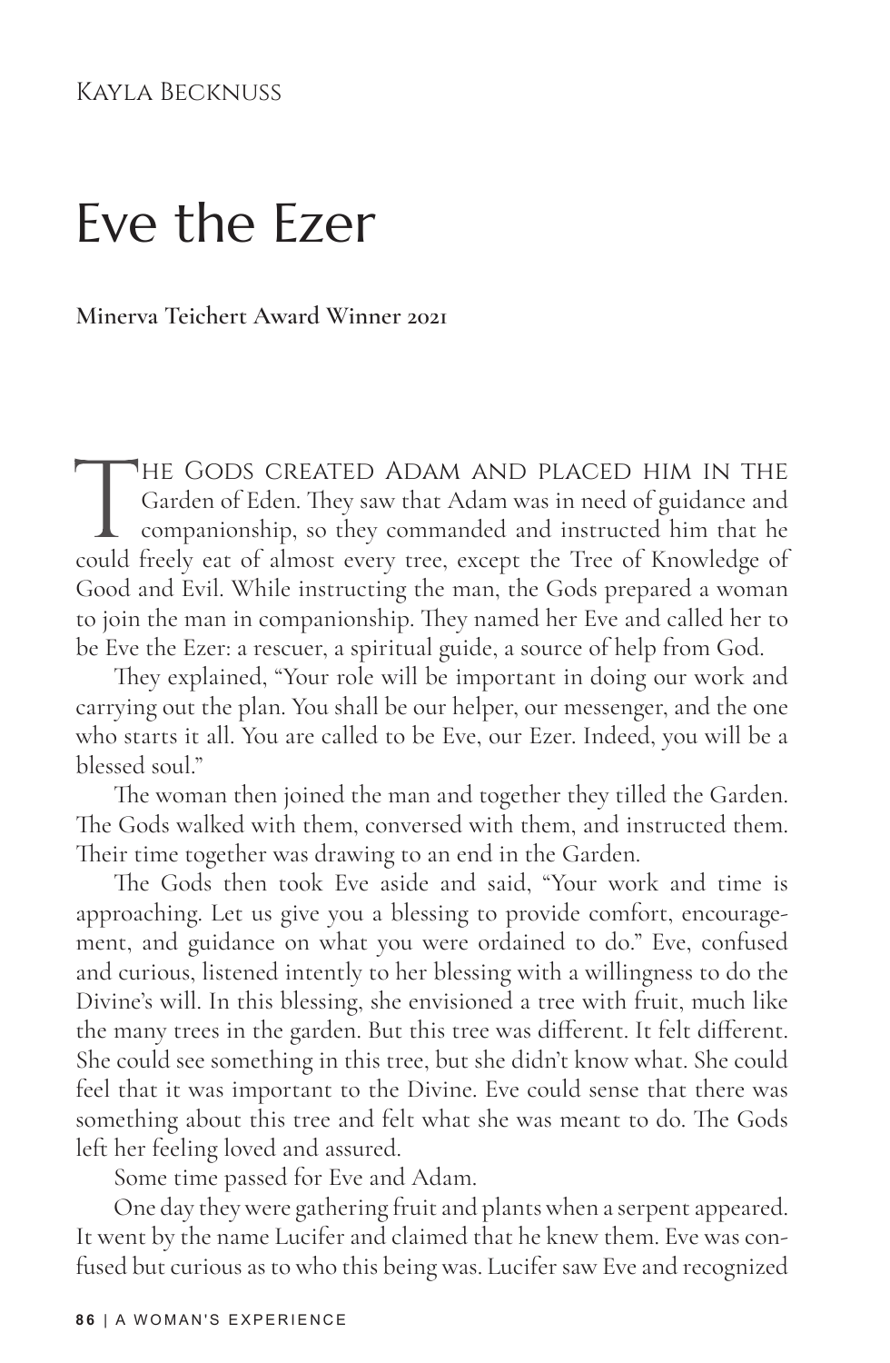Kayla Becknuss

# Eve the Ezer

**Minerva Teichert Award Winner 2021**

The Gods created Adam and placed him in the Garden of Eden. They saw that Adam was in need of guidance and companionship, so they commanded and instructed him that he could freely eat of almost every tree, except the Tree of Knowledge of Good and Evil. While instructing the man, the Gods prepared a woman to join the man in companionship. They named her Eve and called her to be Eve the Ezer: a rescuer, a spiritual guide, a source of help from God.

They explained, "Your role will be important in doing our work and carrying out the plan. You shall be our helper, our messenger, and the one who starts it all. You are called to be Eve, our Ezer. Indeed, you will be a blessed soul."

The woman then joined the man and together they tilled the Garden. The Gods walked with them, conversed with them, and instructed them. Their time together was drawing to an end in the Garden.

The Gods then took Eve aside and said, "Your work and time is approaching. Let us give you a blessing to provide comfort, encouragement, and guidance on what you were ordained to do." Eve, confused and curious, listened intently to her blessing with a willingness to do the Divine's will. In this blessing, she envisioned a tree with fruit, much like the many trees in the garden. But this tree was different. It felt different. She could see something in this tree, but she didn't know what. She could feel that it was important to the Divine. Eve could sense that there was something about this tree and felt what she was meant to do. The Gods left her feeling loved and assured.

Some time passed for Eve and Adam.

One day they were gathering fruit and plants when a serpent appeared. It went by the name Lucifer and claimed that he knew them. Eve was confused but curious as to who this being was. Lucifer saw Eve and recognized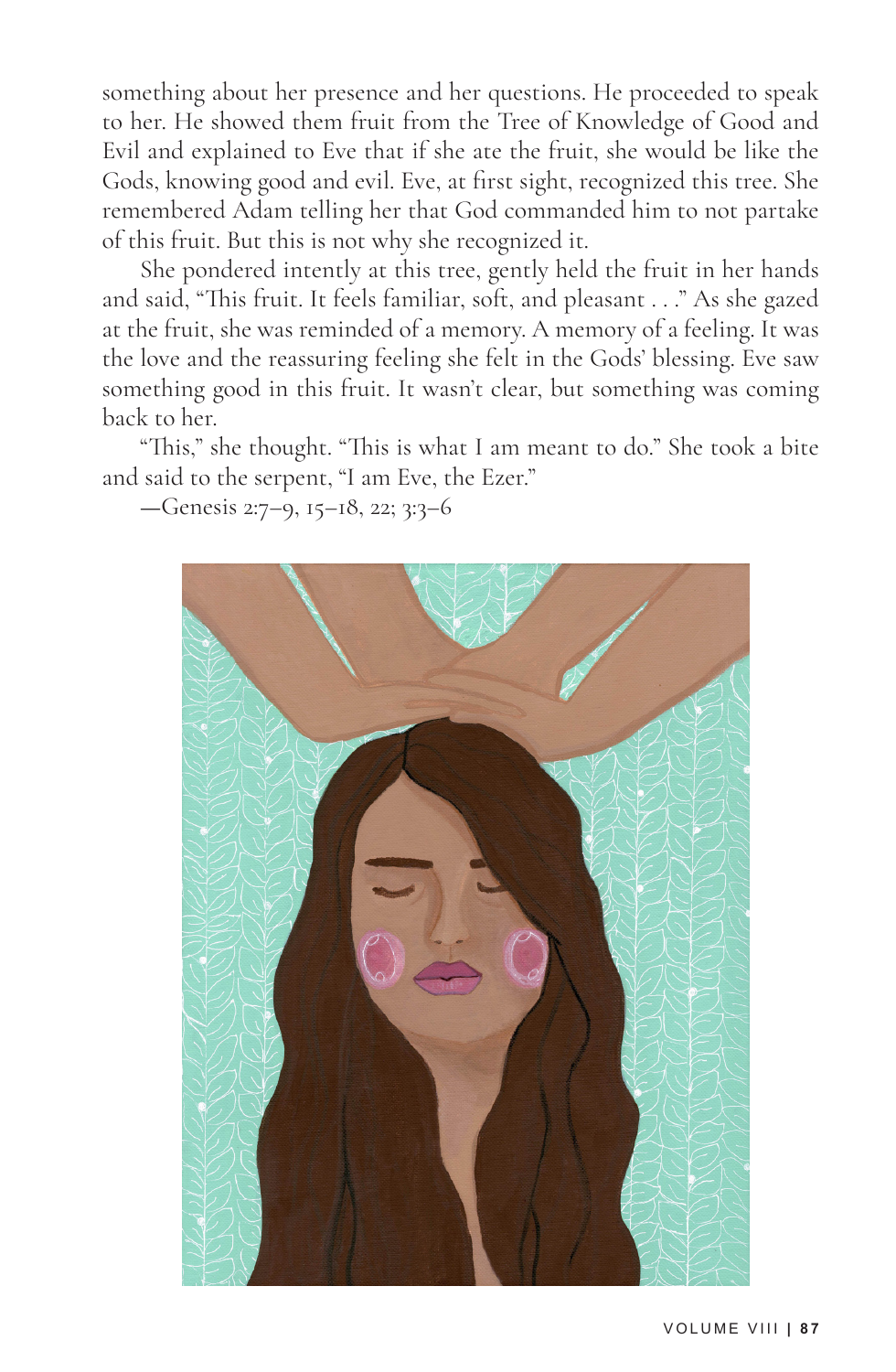something about her presence and her questions. He proceeded to speak to her. He showed them fruit from the Tree of Knowledge of Good and Evil and explained to Eve that if she ate the fruit, she would be like the Gods, knowing good and evil. Eve, at first sight, recognized this tree. She remembered Adam telling her that God commanded him to not partake of this fruit. But this is not why she recognized it.

She pondered intently at this tree, gently held the fruit in her hands and said, "This fruit. It feels familiar, soft, and pleasant . . ." As she gazed at the fruit, she was reminded of a memory. A memory of a feeling. It was the love and the reassuring feeling she felt in the Gods' blessing. Eve saw something good in this fruit. It wasn't clear, but something was coming back to her.

"This," she thought. "This is what I am meant to do." She took a bite and said to the serpent, "I am Eve, the Ezer."

—Genesis 2:7–9, 15–18, 22; 3:3–6